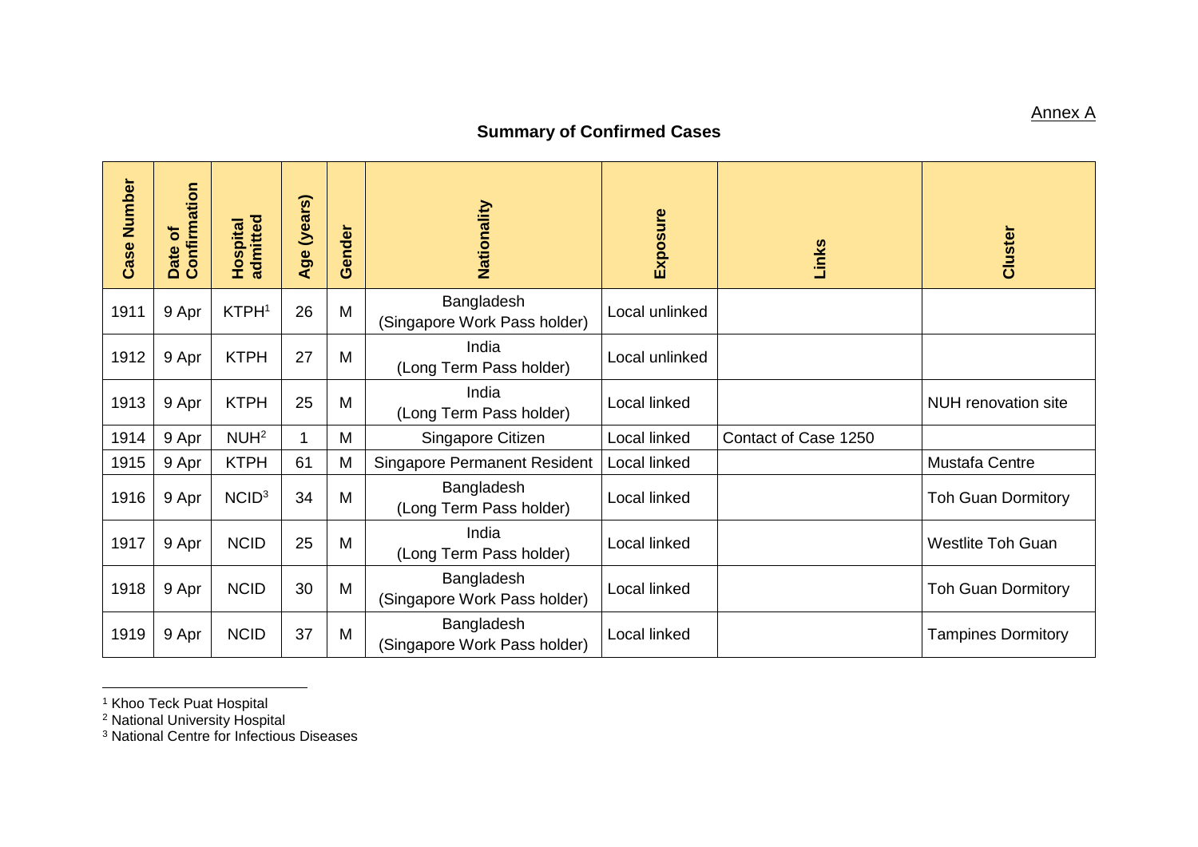Annex A

## Summary of Confirmed Cases

| Case Number | Date of Confirmation | Hospital admitted | Age (years) | Gender | Nationality | Exposure | Links | Cluster |
|---|---|---|---|---|---|---|---|---|
| 1911 | 9 Apr | KTPH[1] | 26 | M | Bangladesh (Singapore Work Pass holder) | Local unlinked | | |
| 1912 | 9 Apr | KTPH | 27 | M | India (Long Term Pass holder) | Local unlinked | | |
| 1913 | 9 Apr | KTPH | 25 | M | India (Long Term Pass holder) | Local linked | | NUH renovation site |
| 1914 | 9 Apr | NUH[2] | 1 | M | Singapore Citizen | Local linked | Contact of Case 1250 | |
| 1915 | 9 Apr | KTPH | 61 | M | Singapore Permanent Resident | Local linked | | Mustafa Centre |
| 1916 | 9 Apr | NCID[3] | 34 | M | Bangladesh (Long Term Pass holder) | Local linked | | Toh Guan Dormitory |
| 1917 | 9 Apr | NCID | 25 | M | India (Long Term Pass holder) | Local linked | | Westlite Toh Guan |
| 1918 | 9 Apr | NCID | 30 | M | Bangladesh (Singapore Work Pass holder) | Local linked | | Toh Guan Dormitory |
| 1919 | 9 Apr | NCID | 37 | M | Bangladesh (Singapore Work Pass holder) | Local linked | | Tampines Dormitory |

[1] Khoo Teck Puat Hospital
[2] National University Hospital
[3] National Centre for Infectious Diseases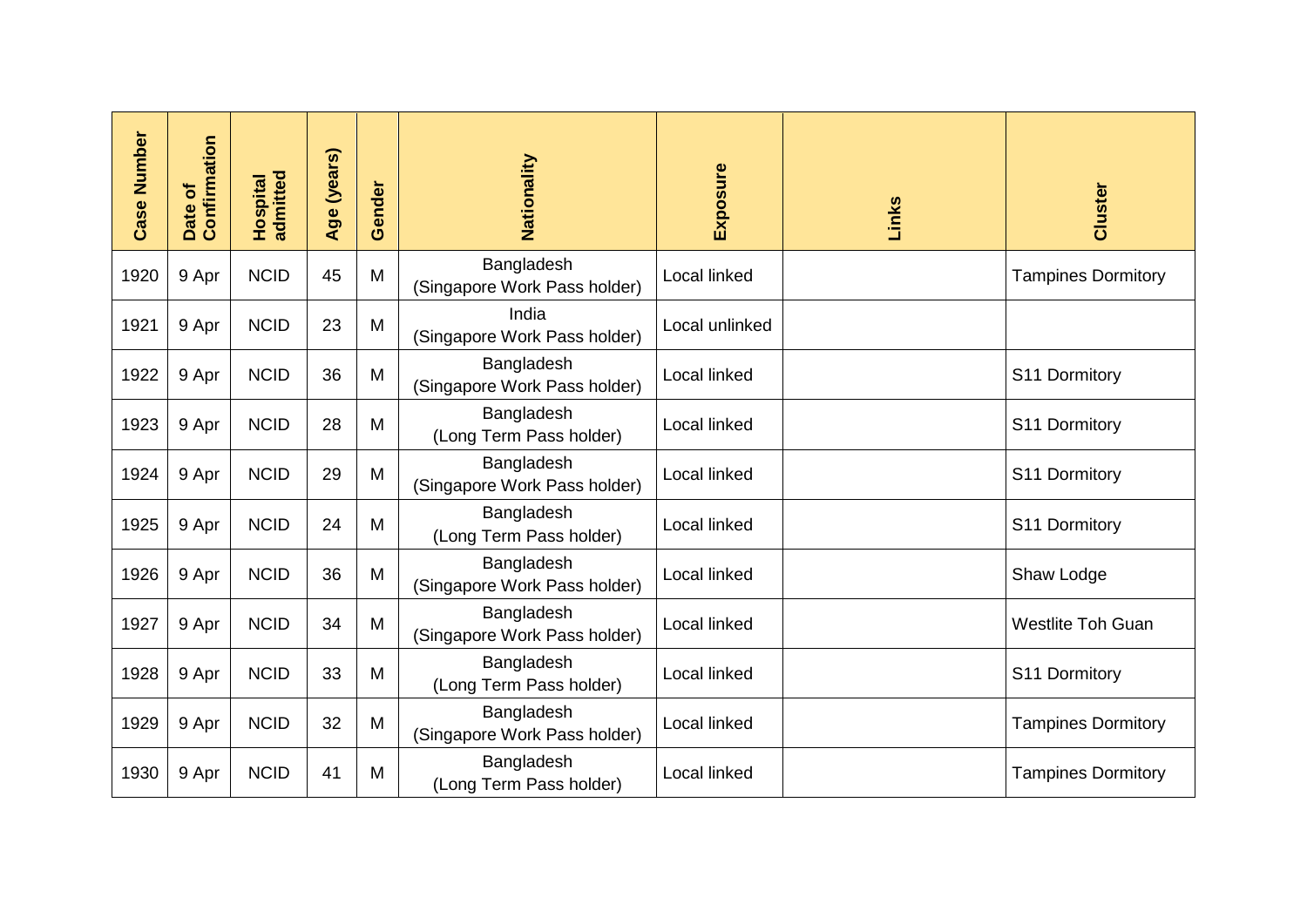| Case Number | Date of Confirmation | Hospital admitted | Age (years) | Gender | Nationality | Exposure | Links | Cluster |
|---|---|---|---|---|---|---|---|---|
| 1920 | 9 Apr | NCID | 45 | M | Bangladesh (Singapore Work Pass holder) | Local linked | | Tampines Dormitory |
| 1921 | 9 Apr | NCID | 23 | M | India (Singapore Work Pass holder) | Local unlinked | | |
| 1922 | 9 Apr | NCID | 36 | M | Bangladesh (Singapore Work Pass holder) | Local linked | | S11 Dormitory |
| 1923 | 9 Apr | NCID | 28 | M | Bangladesh (Long Term Pass holder) | Local linked | | S11 Dormitory |
| 1924 | 9 Apr | NCID | 29 | M | Bangladesh (Singapore Work Pass holder) | Local linked | | S11 Dormitory |
| 1925 | 9 Apr | NCID | 24 | M | Bangladesh (Long Term Pass holder) | Local linked | | S11 Dormitory |
| 1926 | 9 Apr | NCID | 36 | M | Bangladesh (Singapore Work Pass holder) | Local linked | | Shaw Lodge |
| 1927 | 9 Apr | NCID | 34 | M | Bangladesh (Singapore Work Pass holder) | Local linked | | Westlite Toh Guan |
| 1928 | 9 Apr | NCID | 33 | M | Bangladesh (Long Term Pass holder) | Local linked | | S11 Dormitory |
| 1929 | 9 Apr | NCID | 32 | M | Bangladesh (Singapore Work Pass holder) | Local linked | | Tampines Dormitory |
| 1930 | 9 Apr | NCID | 41 | M | Bangladesh (Long Term Pass holder) | Local linked | | Tampines Dormitory |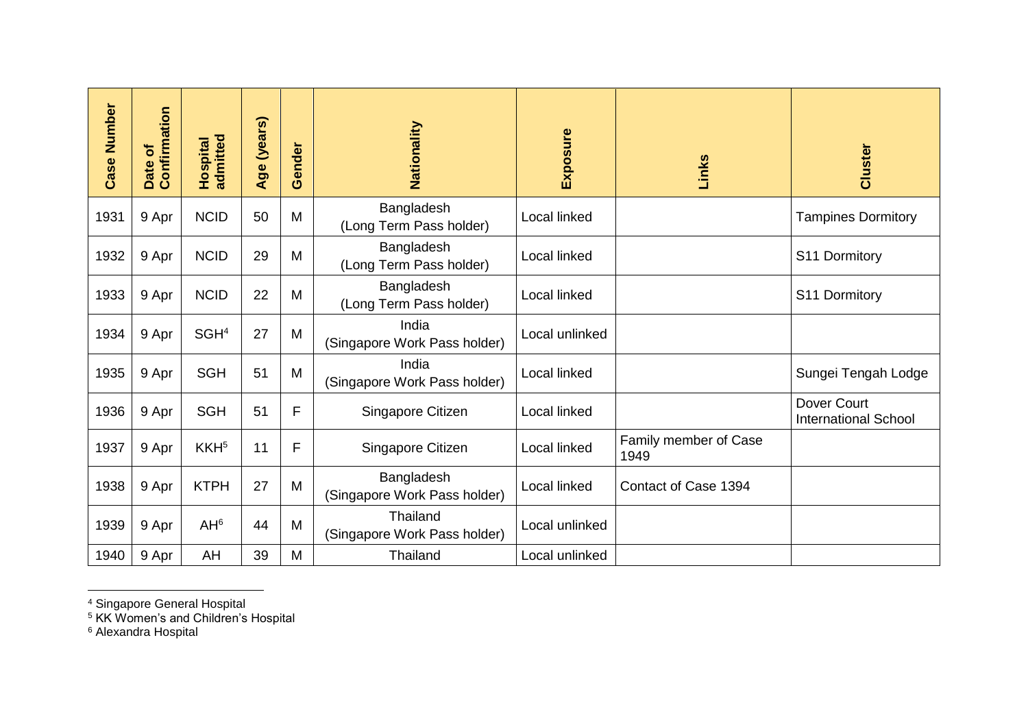| Case Number | Date of Confirmation | Hospital admitted | Age (years) | Gender | Nationality | Exposure | Links | Cluster |
|---|---|---|---|---|---|---|---|---|
| 1931 | 9 Apr | NCID | 50 | M | Bangladesh (Long Term Pass holder) | Local linked | | Tampines Dormitory |
| 1932 | 9 Apr | NCID | 29 | M | Bangladesh (Long Term Pass holder) | Local linked | | S11 Dormitory |
| 1933 | 9 Apr | NCID | 22 | M | Bangladesh (Long Term Pass holder) | Local linked | | S11 Dormitory |
| 1934 | 9 Apr | SGH[4] | 27 | M | India (Singapore Work Pass holder) | Local unlinked | | |
| 1935 | 9 Apr | SGH | 51 | M | India (Singapore Work Pass holder) | Local linked | | Sungei Tengah Lodge |
| 1936 | 9 Apr | SGH | 51 | F | Singapore Citizen | Local linked | | Dover Court International School |
| 1937 | 9 Apr | KKH[5] | 11 | F | Singapore Citizen | Local linked | Family member of Case 1949 | |
| 1938 | 9 Apr | KTPH | 27 | M | Bangladesh (Singapore Work Pass holder) | Local linked | Contact of Case 1394 | |
| 1939 | 9 Apr | AH[6] | 44 | M | Thailand (Singapore Work Pass holder) | Local unlinked | | |
| 1940 | 9 Apr | AH | 39 | M | Thailand | Local unlinked | | |

[4] Singapore General Hospital
[5] KK Women's and Children's Hospital
[6] Alexandra Hospital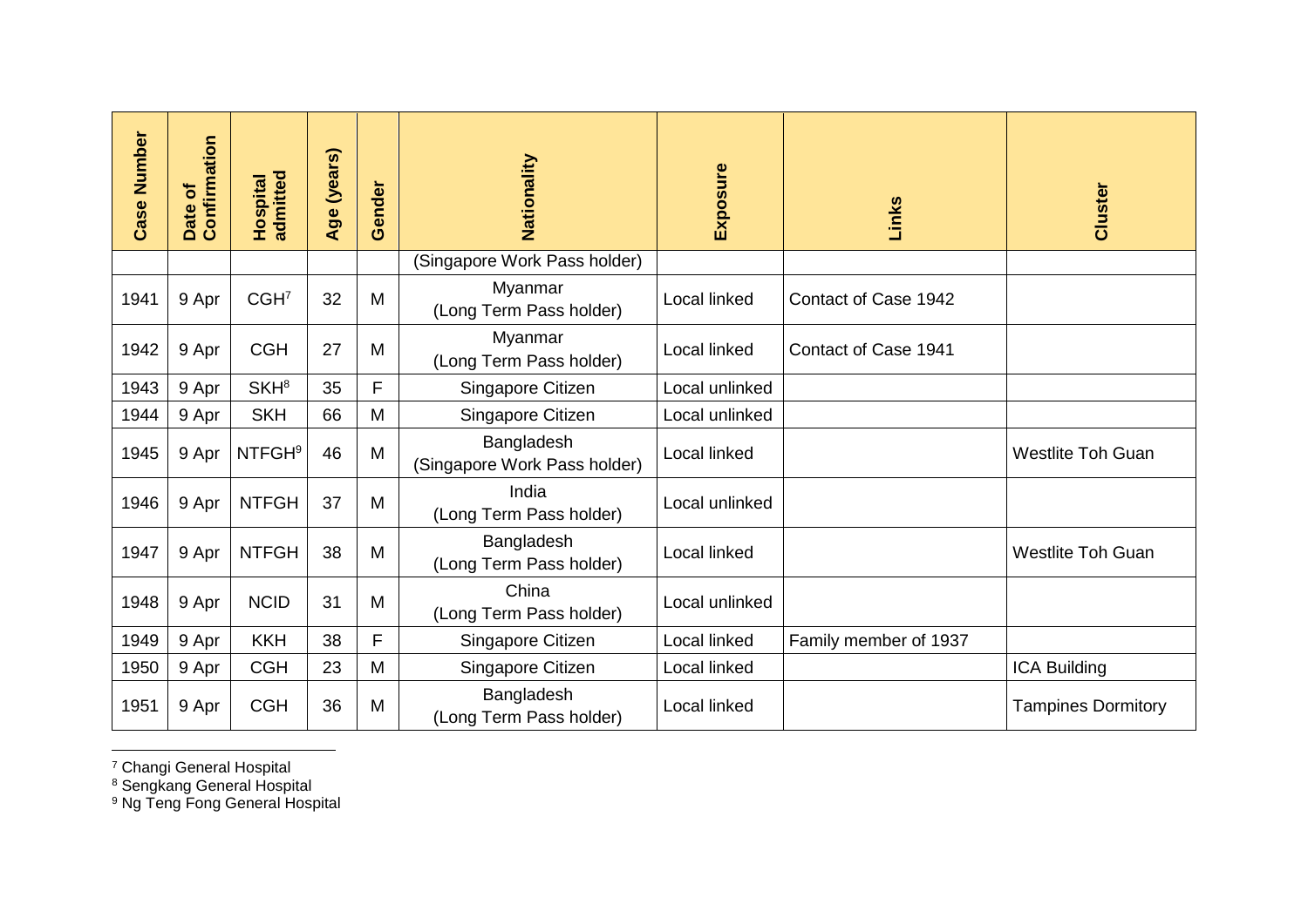| Case Number | Date of Confirmation | Hospital admitted | Age (years) | Gender | Nationality | Exposure | Links | Cluster |
|---|---|---|---|---|---|---|---|---|
| | | | | | (Singapore Work Pass holder) | | | |
| 1941 | 9 Apr | CGH[7] | 32 | M | Myanmar (Long Term Pass holder) | Local linked | Contact of Case 1942 | |
| 1942 | 9 Apr | CGH | 27 | M | Myanmar (Long Term Pass holder) | Local linked | Contact of Case 1941 | |
| 1943 | 9 Apr | SKH[8] | 35 | F | Singapore Citizen | Local unlinked | | |
| 1944 | 9 Apr | SKH | 66 | M | Singapore Citizen | Local unlinked | | |
| 1945 | 9 Apr | NTFGH[9] | 46 | M | Bangladesh (Singapore Work Pass holder) | Local linked | | Westlite Toh Guan |
| 1946 | 9 Apr | NTFGH | 37 | M | India (Long Term Pass holder) | Local unlinked | | |
| 1947 | 9 Apr | NTFGH | 38 | M | Bangladesh (Long Term Pass holder) | Local linked | | Westlite Toh Guan |
| 1948 | 9 Apr | NCID | 31 | M | China (Long Term Pass holder) | Local unlinked | | |
| 1949 | 9 Apr | KKH | 38 | F | Singapore Citizen | Local linked | Family member of 1937 | |
| 1950 | 9 Apr | CGH | 23 | M | Singapore Citizen | Local linked | | ICA Building |
| 1951 | 9 Apr | CGH | 36 | M | Bangladesh (Long Term Pass holder) | Local linked | | Tampines Dormitory |

[7] Changi General Hospital
[8] Sengkang General Hospital
[9] Ng Teng Fong General Hospital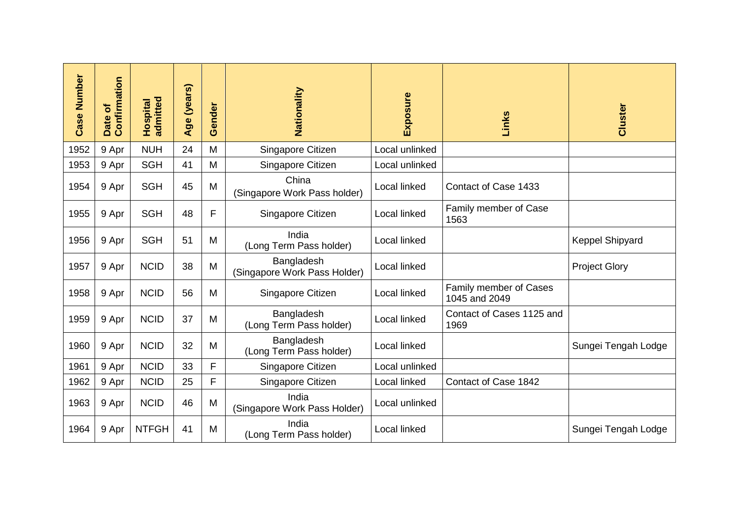| Case Number | Date of Confirmation | Hospital admitted | Age (years) | Gender | Nationality | Exposure | Links | Cluster |
|---|---|---|---|---|---|---|---|---|
| 1952 | 9 Apr | NUH | 24 | M | Singapore Citizen | Local unlinked | | |
| 1953 | 9 Apr | SGH | 41 | M | Singapore Citizen | Local unlinked | | |
| 1954 | 9 Apr | SGH | 45 | M | China (Singapore Work Pass holder) | Local linked | Contact of Case 1433 | |
| 1955 | 9 Apr | SGH | 48 | F | Singapore Citizen | Local linked | Family member of Case 1563 | |
| 1956 | 9 Apr | SGH | 51 | M | India (Long Term Pass holder) | Local linked | | Keppel Shipyard |
| 1957 | 9 Apr | NCID | 38 | M | Bangladesh (Singapore Work Pass Holder) | Local linked | | Project Glory |
| 1958 | 9 Apr | NCID | 56 | M | Singapore Citizen | Local linked | Family member of Cases 1045 and 2049 | |
| 1959 | 9 Apr | NCID | 37 | M | Bangladesh (Long Term Pass holder) | Local linked | Contact of Cases 1125 and 1969 | |
| 1960 | 9 Apr | NCID | 32 | M | Bangladesh (Long Term Pass holder) | Local linked | | Sungei Tengah Lodge |
| 1961 | 9 Apr | NCID | 33 | F | Singapore Citizen | Local unlinked | | |
| 1962 | 9 Apr | NCID | 25 | F | Singapore Citizen | Local linked | Contact of Case 1842 | |
| 1963 | 9 Apr | NCID | 46 | M | India (Singapore Work Pass Holder) | Local unlinked | | |
| 1964 | 9 Apr | NTFGH | 41 | M | India (Long Term Pass holder) | Local linked | | Sungei Tengah Lodge |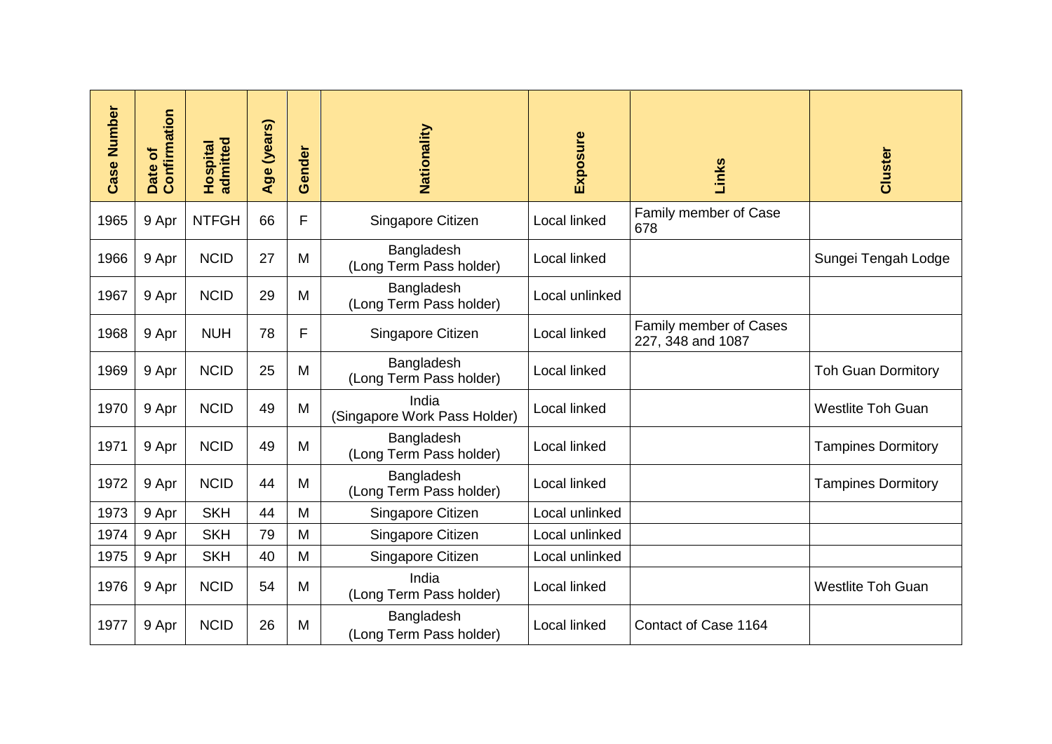| Case Number | Date of Confirmation | Hospital admitted | Age (years) | Gender | Nationality | Exposure | Links | Cluster |
|---|---|---|---|---|---|---|---|---|
| 1965 | 9 Apr | NTFGH | 66 | F | Singapore Citizen | Local linked | Family member of Case 678 | |
| 1966 | 9 Apr | NCID | 27 | M | Bangladesh (Long Term Pass holder) | Local linked | | Sungei Tengah Lodge |
| 1967 | 9 Apr | NCID | 29 | M | Bangladesh (Long Term Pass holder) | Local unlinked | | |
| 1968 | 9 Apr | NUH | 78 | F | Singapore Citizen | Local linked | Family member of Cases 227, 348 and 1087 | |
| 1969 | 9 Apr | NCID | 25 | M | Bangladesh (Long Term Pass holder) | Local linked | | Toh Guan Dormitory |
| 1970 | 9 Apr | NCID | 49 | M | India (Singapore Work Pass Holder) | Local linked | | Westlite Toh Guan |
| 1971 | 9 Apr | NCID | 49 | M | Bangladesh (Long Term Pass holder) | Local linked | | Tampines Dormitory |
| 1972 | 9 Apr | NCID | 44 | M | Bangladesh (Long Term Pass holder) | Local linked | | Tampines Dormitory |
| 1973 | 9 Apr | SKH | 44 | M | Singapore Citizen | Local unlinked | | |
| 1974 | 9 Apr | SKH | 79 | M | Singapore Citizen | Local unlinked | | |
| 1975 | 9 Apr | SKH | 40 | M | Singapore Citizen | Local unlinked | | |
| 1976 | 9 Apr | NCID | 54 | M | India (Long Term Pass holder) | Local linked | | Westlite Toh Guan |
| 1977 | 9 Apr | NCID | 26 | M | Bangladesh (Long Term Pass holder) | Local linked | Contact of Case 1164 | |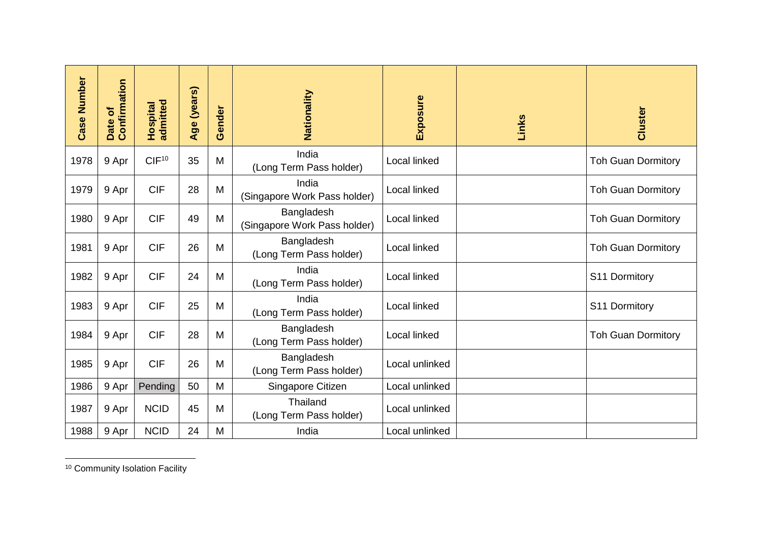| Case Number | Date of Confirmation | Hospital admitted | Age (years) | Gender | Nationality | Exposure | Links | Cluster |
|---|---|---|---|---|---|---|---|---|
| 1978 | 9 Apr | CIF[10] | 35 | M | India (Long Term Pass holder) | Local linked | | Toh Guan Dormitory |
| 1979 | 9 Apr | CIF | 28 | M | India (Singapore Work Pass holder) | Local linked | | Toh Guan Dormitory |
| 1980 | 9 Apr | CIF | 49 | M | Bangladesh (Singapore Work Pass holder) | Local linked | | Toh Guan Dormitory |
| 1981 | 9 Apr | CIF | 26 | M | Bangladesh (Long Term Pass holder) | Local linked | | Toh Guan Dormitory |
| 1982 | 9 Apr | CIF | 24 | M | India (Long Term Pass holder) | Local linked | | S11 Dormitory |
| 1983 | 9 Apr | CIF | 25 | M | India (Long Term Pass holder) | Local linked | | S11 Dormitory |
| 1984 | 9 Apr | CIF | 28 | M | Bangladesh (Long Term Pass holder) | Local linked | | Toh Guan Dormitory |
| 1985 | 9 Apr | CIF | 26 | M | Bangladesh (Long Term Pass holder) | Local unlinked | | |
| 1986 | 9 Apr | Pending | 50 | M | Singapore Citizen | Local unlinked | | |
| 1987 | 9 Apr | NCID | 45 | M | Thailand (Long Term Pass holder) | Local unlinked | | |
| 1988 | 9 Apr | NCID | 24 | M | India | Local unlinked | | |

[10] Community Isolation Facility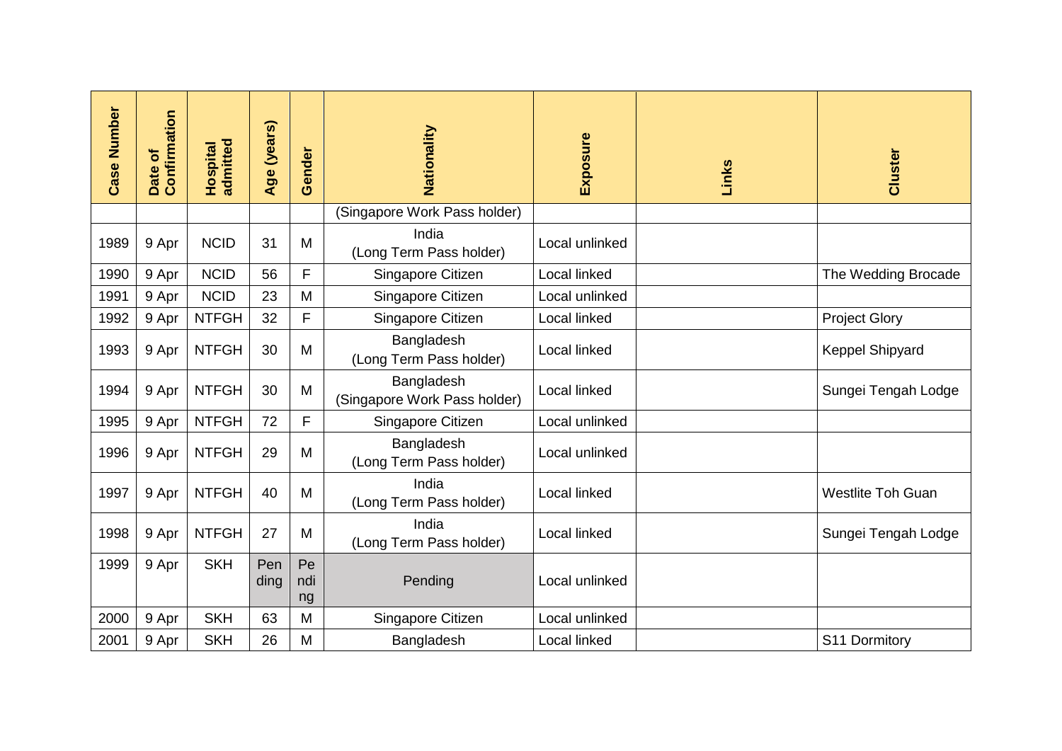| Case Number | Date of Confirmation | Hospital admitted | Age (years) | Gender | Nationality | Exposure | Links | Cluster |
|---|---|---|---|---|---|---|---|---|
| | | | | | (Singapore Work Pass holder) | | | |
| 1989 | 9 Apr | NCID | 31 | M | India (Long Term Pass holder) | Local unlinked | | |
| 1990 | 9 Apr | NCID | 56 | F | Singapore Citizen | Local linked | | The Wedding Brocade |
| 1991 | 9 Apr | NCID | 23 | M | Singapore Citizen | Local unlinked | | |
| 1992 | 9 Apr | NTFGH | 32 | F | Singapore Citizen | Local linked | | Project Glory |
| 1993 | 9 Apr | NTFGH | 30 | M | Bangladesh (Long Term Pass holder) | Local linked | | Keppel Shipyard |
| 1994 | 9 Apr | NTFGH | 30 | M | Bangladesh (Singapore Work Pass holder) | Local linked | | Sungei Tengah Lodge |
| 1995 | 9 Apr | NTFGH | 72 | F | Singapore Citizen | Local unlinked | | |
| 1996 | 9 Apr | NTFGH | 29 | M | Bangladesh (Long Term Pass holder) | Local unlinked | | |
| 1997 | 9 Apr | NTFGH | 40 | M | India (Long Term Pass holder) | Local linked | | Westlite Toh Guan |
| 1998 | 9 Apr | NTFGH | 27 | M | India (Long Term Pass holder) | Local linked | | Sungei Tengah Lodge |
| 1999 | 9 Apr | SKH | Pending | Pending | Pending | Local unlinked | | |
| 2000 | 9 Apr | SKH | 63 | M | Singapore Citizen | Local unlinked | | |
| 2001 | 9 Apr | SKH | 26 | M | Bangladesh | Local linked | | S11 Dormitory |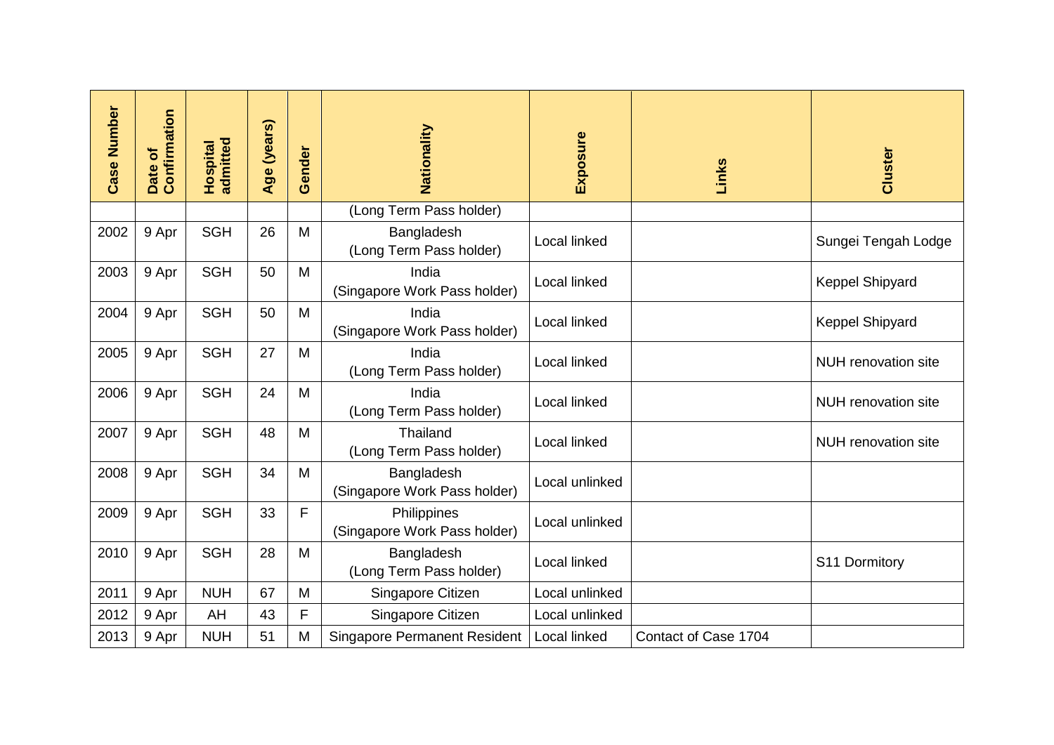| Case Number | Date of Confirmation | Hospital admitted | Age (years) | Gender | Nationality | Exposure | Links | Cluster |
|---|---|---|---|---|---|---|---|---|
| | | | | | (Long Term Pass holder) | | | |
| 2002 | 9 Apr | SGH | 26 | M | Bangladesh (Long Term Pass holder) | Local linked | | Sungei Tengah Lodge |
| 2003 | 9 Apr | SGH | 50 | M | India (Singapore Work Pass holder) | Local linked | | Keppel Shipyard |
| 2004 | 9 Apr | SGH | 50 | M | India (Singapore Work Pass holder) | Local linked | | Keppel Shipyard |
| 2005 | 9 Apr | SGH | 27 | M | India (Long Term Pass holder) | Local linked | | NUH renovation site |
| 2006 | 9 Apr | SGH | 24 | M | India (Long Term Pass holder) | Local linked | | NUH renovation site |
| 2007 | 9 Apr | SGH | 48 | M | Thailand (Long Term Pass holder) | Local linked | | NUH renovation site |
| 2008 | 9 Apr | SGH | 34 | M | Bangladesh (Singapore Work Pass holder) | Local unlinked | | |
| 2009 | 9 Apr | SGH | 33 | F | Philippines (Singapore Work Pass holder) | Local unlinked | | |
| 2010 | 9 Apr | SGH | 28 | M | Bangladesh (Long Term Pass holder) | Local linked | | S11 Dormitory |
| 2011 | 9 Apr | NUH | 67 | M | Singapore Citizen | Local unlinked | | |
| 2012 | 9 Apr | AH | 43 | F | Singapore Citizen | Local unlinked | | |
| 2013 | 9 Apr | NUH | 51 | M | Singapore Permanent Resident | Local linked | Contact of Case 1704 | |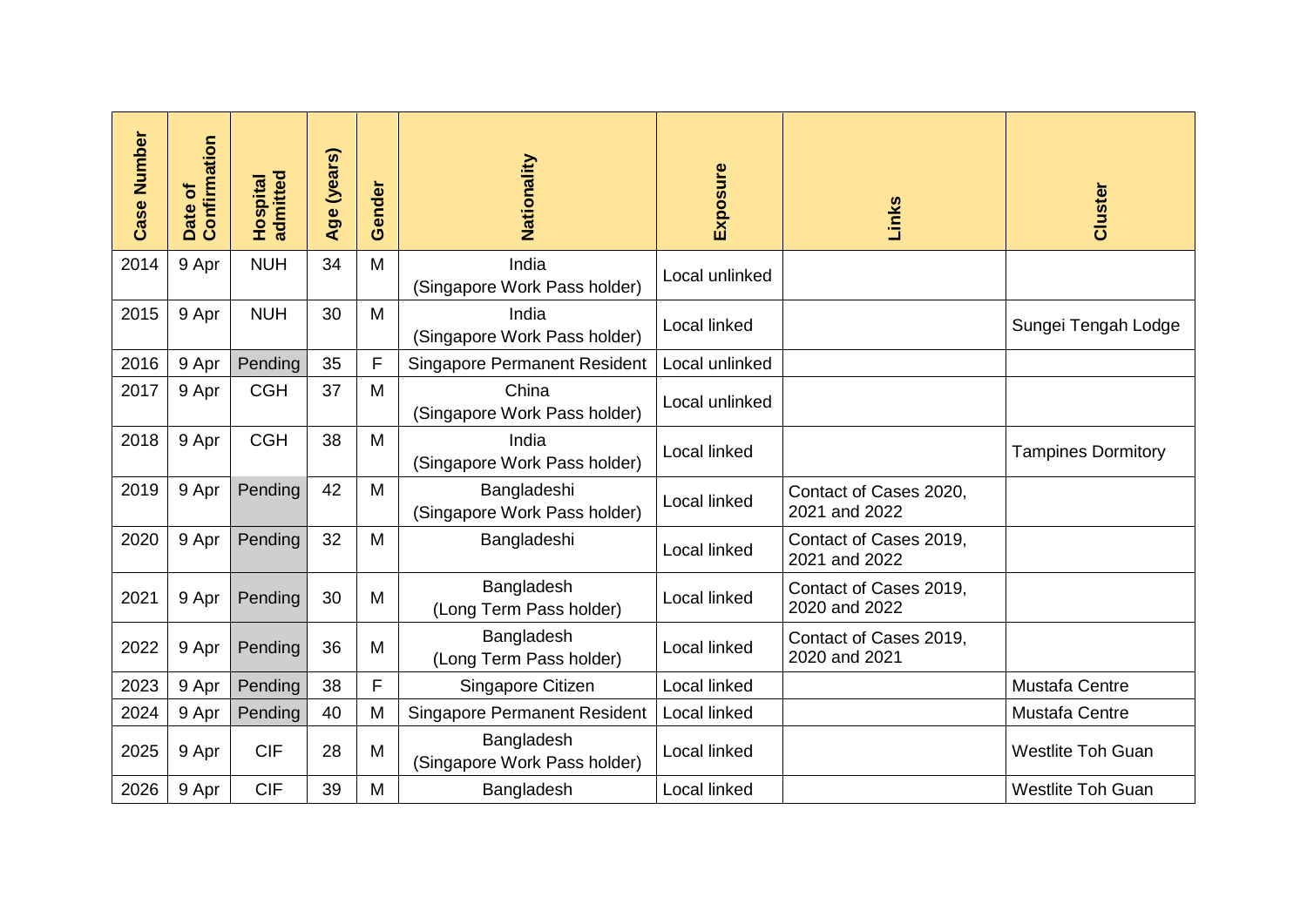| Case Number | Date of Confirmation | Hospital admitted | Age (years) | Gender | Nationality | Exposure | Links | Cluster |
|---|---|---|---|---|---|---|---|---|
| 2014 | 9 Apr | NUH | 34 | M | India (Singapore Work Pass holder) | Local unlinked | | |
| 2015 | 9 Apr | NUH | 30 | M | India (Singapore Work Pass holder) | Local linked | | Sungei Tengah Lodge |
| 2016 | 9 Apr | Pending | 35 | F | Singapore Permanent Resident | Local unlinked | | |
| 2017 | 9 Apr | CGH | 37 | M | China (Singapore Work Pass holder) | Local unlinked | | |
| 2018 | 9 Apr | CGH | 38 | M | India (Singapore Work Pass holder) | Local linked | | Tampines Dormitory |
| 2019 | 9 Apr | Pending | 42 | M | Bangladeshi (Singapore Work Pass holder) | Local linked | Contact of Cases 2020, 2021 and 2022 | |
| 2020 | 9 Apr | Pending | 32 | M | Bangladeshi | Local linked | Contact of Cases 2019, 2021 and 2022 | |
| 2021 | 9 Apr | Pending | 30 | M | Bangladesh (Long Term Pass holder) | Local linked | Contact of Cases 2019, 2020 and 2022 | |
| 2022 | 9 Apr | Pending | 36 | M | Bangladesh (Long Term Pass holder) | Local linked | Contact of Cases 2019, 2020 and 2021 | |
| 2023 | 9 Apr | Pending | 38 | F | Singapore Citizen | Local linked | | Mustafa Centre |
| 2024 | 9 Apr | Pending | 40 | M | Singapore Permanent Resident | Local linked | | Mustafa Centre |
| 2025 | 9 Apr | CIF | 28 | M | Bangladesh (Singapore Work Pass holder) | Local linked | | Westlite Toh Guan |
| 2026 | 9 Apr | CIF | 39 | M | Bangladesh | Local linked | | Westlite Toh Guan |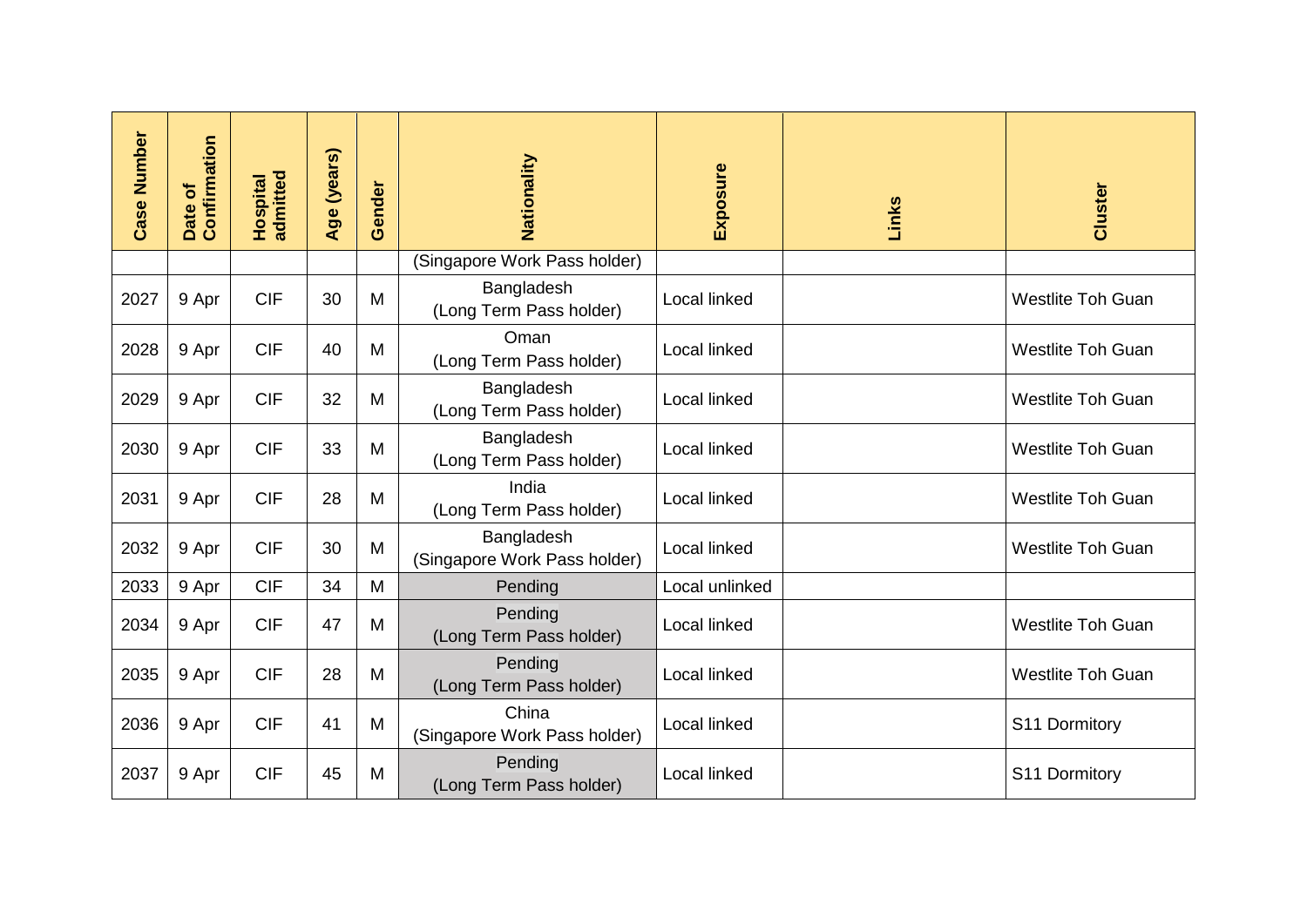| Case Number | Date of Confirmation | Hospital admitted | Age (years) | Gender | Nationality | Exposure | Links | Cluster |
|---|---|---|---|---|---|---|---|---|
| | | | | | (Singapore Work Pass holder) | | | |
| 2027 | 9 Apr | CIF | 30 | M | Bangladesh (Long Term Pass holder) | Local linked | | Westlite Toh Guan |
| 2028 | 9 Apr | CIF | 40 | M | Oman (Long Term Pass holder) | Local linked | | Westlite Toh Guan |
| 2029 | 9 Apr | CIF | 32 | M | Bangladesh (Long Term Pass holder) | Local linked | | Westlite Toh Guan |
| 2030 | 9 Apr | CIF | 33 | M | Bangladesh (Long Term Pass holder) | Local linked | | Westlite Toh Guan |
| 2031 | 9 Apr | CIF | 28 | M | India (Long Term Pass holder) | Local linked | | Westlite Toh Guan |
| 2032 | 9 Apr | CIF | 30 | M | Bangladesh (Singapore Work Pass holder) | Local linked | | Westlite Toh Guan |
| 2033 | 9 Apr | CIF | 34 | M | Pending | Local unlinked | | |
| 2034 | 9 Apr | CIF | 47 | M | Pending (Long Term Pass holder) | Local linked | | Westlite Toh Guan |
| 2035 | 9 Apr | CIF | 28 | M | Pending (Long Term Pass holder) | Local linked | | Westlite Toh Guan |
| 2036 | 9 Apr | CIF | 41 | M | China (Singapore Work Pass holder) | Local linked | | S11 Dormitory |
| 2037 | 9 Apr | CIF | 45 | M | Pending (Long Term Pass holder) | Local linked | | S11 Dormitory |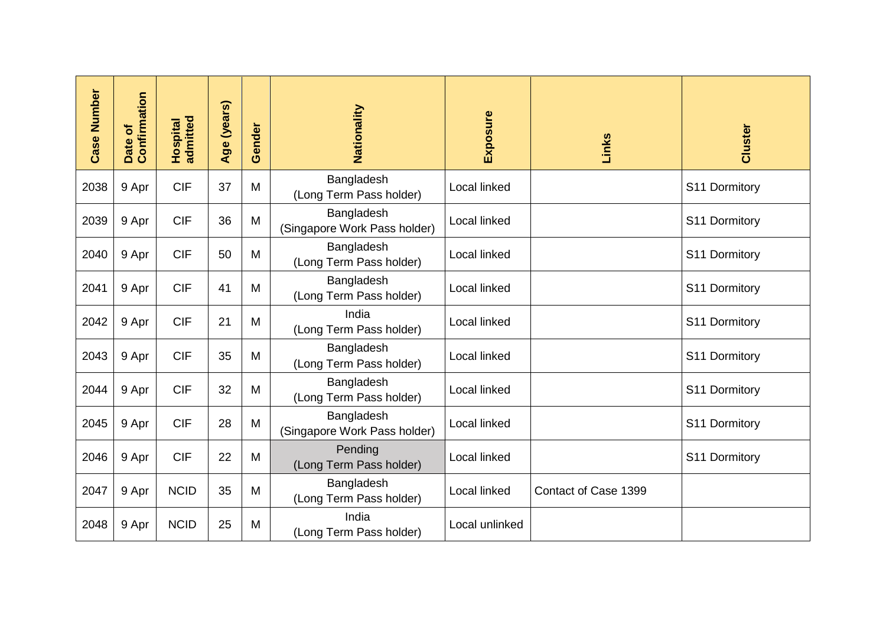| Case Number | Date of Confirmation | Hospital admitted | Age (years) | Gender | Nationality | Exposure | Links | Cluster |
|---|---|---|---|---|---|---|---|---|
| 2038 | 9 Apr | CIF | 37 | M | Bangladesh (Long Term Pass holder) | Local linked | | S11 Dormitory |
| 2039 | 9 Apr | CIF | 36 | M | Bangladesh (Singapore Work Pass holder) | Local linked | | S11 Dormitory |
| 2040 | 9 Apr | CIF | 50 | M | Bangladesh (Long Term Pass holder) | Local linked | | S11 Dormitory |
| 2041 | 9 Apr | CIF | 41 | M | Bangladesh (Long Term Pass holder) | Local linked | | S11 Dormitory |
| 2042 | 9 Apr | CIF | 21 | M | India (Long Term Pass holder) | Local linked | | S11 Dormitory |
| 2043 | 9 Apr | CIF | 35 | M | Bangladesh (Long Term Pass holder) | Local linked | | S11 Dormitory |
| 2044 | 9 Apr | CIF | 32 | M | Bangladesh (Long Term Pass holder) | Local linked | | S11 Dormitory |
| 2045 | 9 Apr | CIF | 28 | M | Bangladesh (Singapore Work Pass holder) | Local linked | | S11 Dormitory |
| 2046 | 9 Apr | CIF | 22 | M | Pending (Long Term Pass holder) | Local linked | | S11 Dormitory |
| 2047 | 9 Apr | NCID | 35 | M | Bangladesh (Long Term Pass holder) | Local linked | Contact of Case 1399 | |
| 2048 | 9 Apr | NCID | 25 | M | India (Long Term Pass holder) | Local unlinked | | |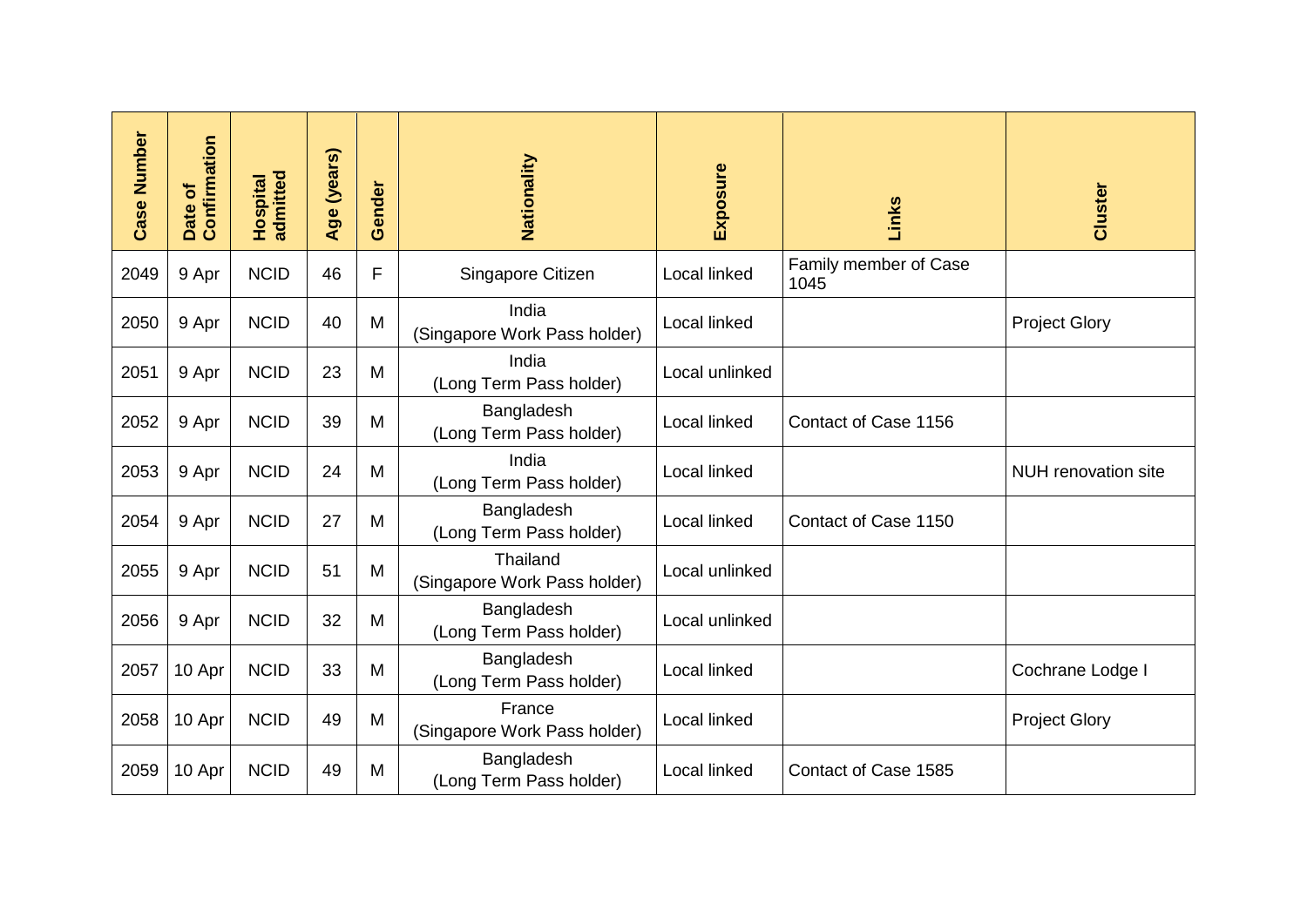| Case Number | Date of Confirmation | Hospital admitted | Age (years) | Gender | Nationality | Exposure | Links | Cluster |
|---|---|---|---|---|---|---|---|---|
| 2049 | 9 Apr | NCID | 46 | F | Singapore Citizen | Local linked | Family member of Case 1045 | |
| 2050 | 9 Apr | NCID | 40 | M | India (Singapore Work Pass holder) | Local linked | | Project Glory |
| 2051 | 9 Apr | NCID | 23 | M | India (Long Term Pass holder) | Local unlinked | | |
| 2052 | 9 Apr | NCID | 39 | M | Bangladesh (Long Term Pass holder) | Local linked | Contact of Case 1156 | |
| 2053 | 9 Apr | NCID | 24 | M | India (Long Term Pass holder) | Local linked | | NUH renovation site |
| 2054 | 9 Apr | NCID | 27 | M | Bangladesh (Long Term Pass holder) | Local linked | Contact of Case 1150 | |
| 2055 | 9 Apr | NCID | 51 | M | Thailand (Singapore Work Pass holder) | Local unlinked | | |
| 2056 | 9 Apr | NCID | 32 | M | Bangladesh (Long Term Pass holder) | Local unlinked | | |
| 2057 | 10 Apr | NCID | 33 | M | Bangladesh (Long Term Pass holder) | Local linked | | Cochrane Lodge I |
| 2058 | 10 Apr | NCID | 49 | M | France (Singapore Work Pass holder) | Local linked | | Project Glory |
| 2059 | 10 Apr | NCID | 49 | M | Bangladesh (Long Term Pass holder) | Local linked | Contact of Case 1585 | |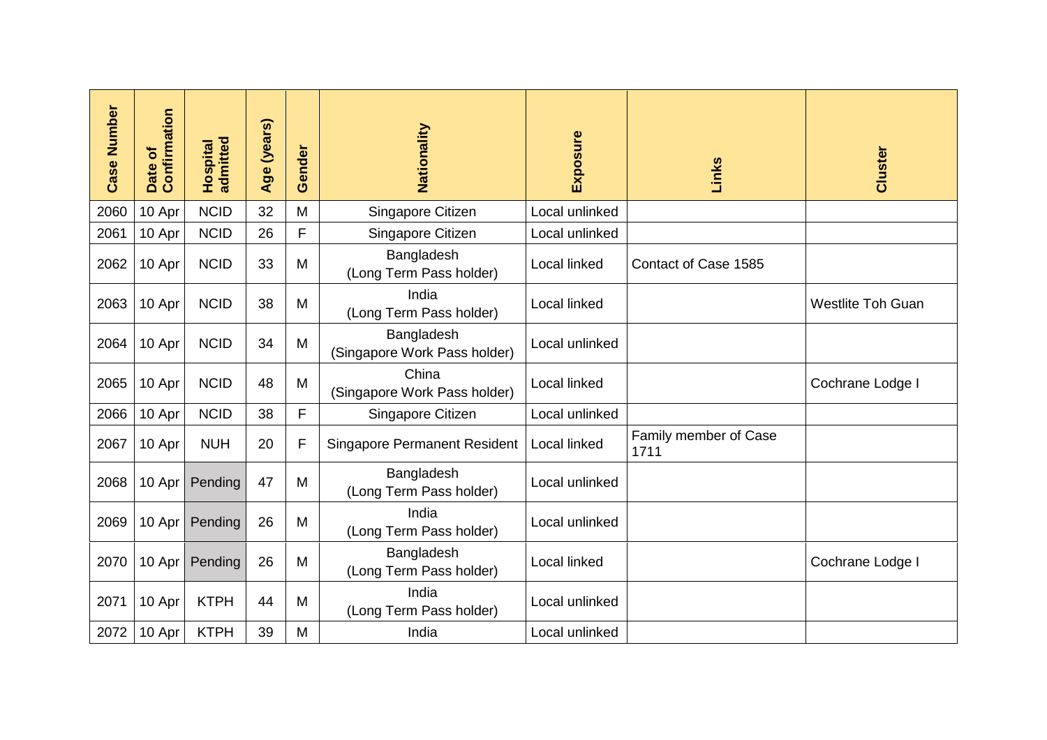| Case Number | Date of Confirmation | Hospital admitted | Age (years) | Gender | Nationality | Exposure | Links | Cluster |
|---|---|---|---|---|---|---|---|---|
| 2060 | 10 Apr | NCID | 32 | M | Singapore Citizen | Local unlinked | | |
| 2061 | 10 Apr | NCID | 26 | F | Singapore Citizen | Local unlinked | | |
| 2062 | 10 Apr | NCID | 33 | M | Bangladesh (Long Term Pass holder) | Local linked | Contact of Case 1585 | |
| 2063 | 10 Apr | NCID | 38 | M | India (Long Term Pass holder) | Local linked | | Westlite Toh Guan |
| 2064 | 10 Apr | NCID | 34 | M | Bangladesh (Singapore Work Pass holder) | Local unlinked | | |
| 2065 | 10 Apr | NCID | 48 | M | China (Singapore Work Pass holder) | Local linked | | Cochrane Lodge I |
| 2066 | 10 Apr | NCID | 38 | F | Singapore Citizen | Local unlinked | | |
| 2067 | 10 Apr | NUH | 20 | F | Singapore Permanent Resident | Local linked | Family member of Case 1711 | |
| 2068 | 10 Apr | Pending | 47 | M | Bangladesh (Long Term Pass holder) | Local unlinked | | |
| 2069 | 10 Apr | Pending | 26 | M | India (Long Term Pass holder) | Local unlinked | | |
| 2070 | 10 Apr | Pending | 26 | M | Bangladesh (Long Term Pass holder) | Local linked | | Cochrane Lodge I |
| 2071 | 10 Apr | KTPH | 44 | M | India (Long Term Pass holder) | Local unlinked | | |
| 2072 | 10 Apr | KTPH | 39 | M | India | Local unlinked | | |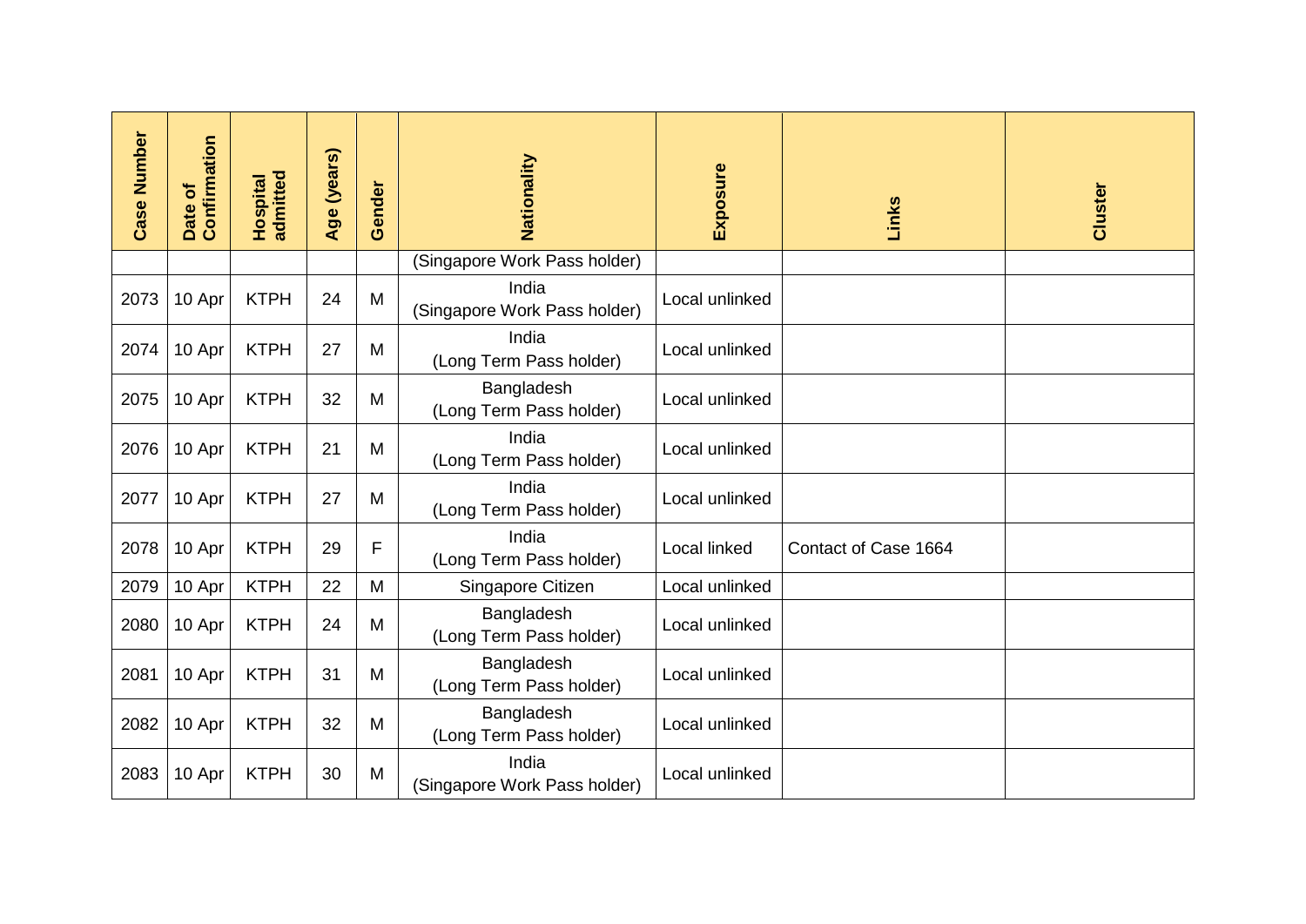| Case Number | Date of Confirmation | Hospital admitted | Age (years) | Gender | Nationality | Exposure | Links | Cluster |
|---|---|---|---|---|---|---|---|---|
| | | | | | (Singapore Work Pass holder) | | | |
| 2073 | 10 Apr | KTPH | 24 | M | India (Singapore Work Pass holder) | Local unlinked | | |
| 2074 | 10 Apr | KTPH | 27 | M | India (Long Term Pass holder) | Local unlinked | | |
| 2075 | 10 Apr | KTPH | 32 | M | Bangladesh (Long Term Pass holder) | Local unlinked | | |
| 2076 | 10 Apr | KTPH | 21 | M | India (Long Term Pass holder) | Local unlinked | | |
| 2077 | 10 Apr | KTPH | 27 | M | India (Long Term Pass holder) | Local unlinked | | |
| 2078 | 10 Apr | KTPH | 29 | F | India (Long Term Pass holder) | Local linked | Contact of Case 1664 | |
| 2079 | 10 Apr | KTPH | 22 | M | Singapore Citizen | Local unlinked | | |
| 2080 | 10 Apr | KTPH | 24 | M | Bangladesh (Long Term Pass holder) | Local unlinked | | |
| 2081 | 10 Apr | KTPH | 31 | M | Bangladesh (Long Term Pass holder) | Local unlinked | | |
| 2082 | 10 Apr | KTPH | 32 | M | Bangladesh (Long Term Pass holder) | Local unlinked | | |
| 2083 | 10 Apr | KTPH | 30 | M | India (Singapore Work Pass holder) | Local unlinked | | |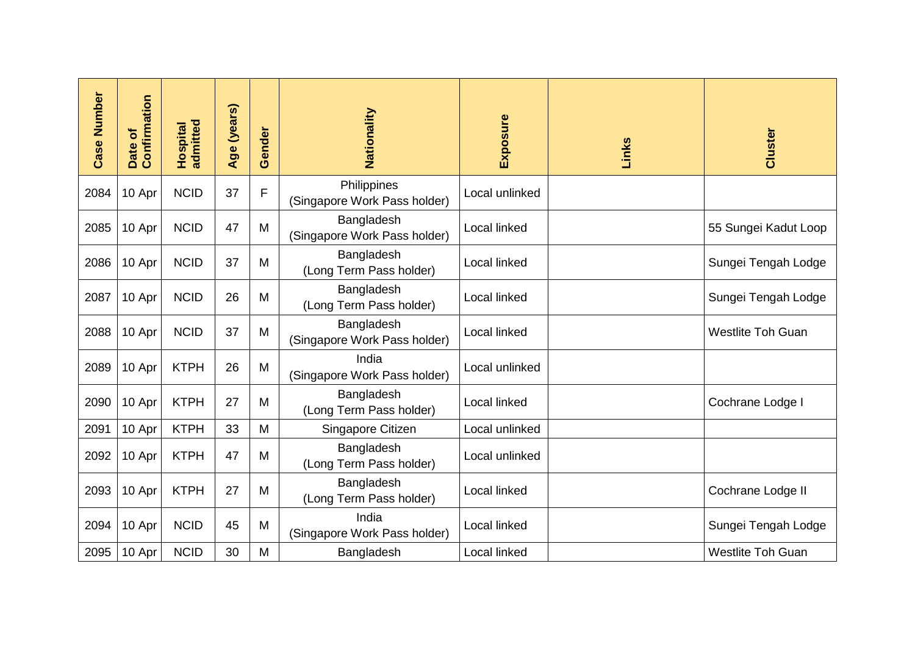| Case Number | Date of Confirmation | Hospital admitted | Age (years) | Gender | Nationality | Exposure | Links | Cluster |
|---|---|---|---|---|---|---|---|---|
| 2084 | 10 Apr | NCID | 37 | F | Philippines (Singapore Work Pass holder) | Local unlinked | | |
| 2085 | 10 Apr | NCID | 47 | M | Bangladesh (Singapore Work Pass holder) | Local linked | | 55 Sungei Kadut Loop |
| 2086 | 10 Apr | NCID | 37 | M | Bangladesh (Long Term Pass holder) | Local linked | | Sungei Tengah Lodge |
| 2087 | 10 Apr | NCID | 26 | M | Bangladesh (Long Term Pass holder) | Local linked | | Sungei Tengah Lodge |
| 2088 | 10 Apr | NCID | 37 | M | Bangladesh (Singapore Work Pass holder) | Local linked | | Westlite Toh Guan |
| 2089 | 10 Apr | KTPH | 26 | M | India (Singapore Work Pass holder) | Local unlinked | | |
| 2090 | 10 Apr | KTPH | 27 | M | Bangladesh (Long Term Pass holder) | Local linked | | Cochrane Lodge I |
| 2091 | 10 Apr | KTPH | 33 | M | Singapore Citizen | Local unlinked | | |
| 2092 | 10 Apr | KTPH | 47 | M | Bangladesh (Long Term Pass holder) | Local unlinked | | |
| 2093 | 10 Apr | KTPH | 27 | M | Bangladesh (Long Term Pass holder) | Local linked | | Cochrane Lodge II |
| 2094 | 10 Apr | NCID | 45 | M | India (Singapore Work Pass holder) | Local linked | | Sungei Tengah Lodge |
| 2095 | 10 Apr | NCID | 30 | M | Bangladesh | Local linked | | Westlite Toh Guan |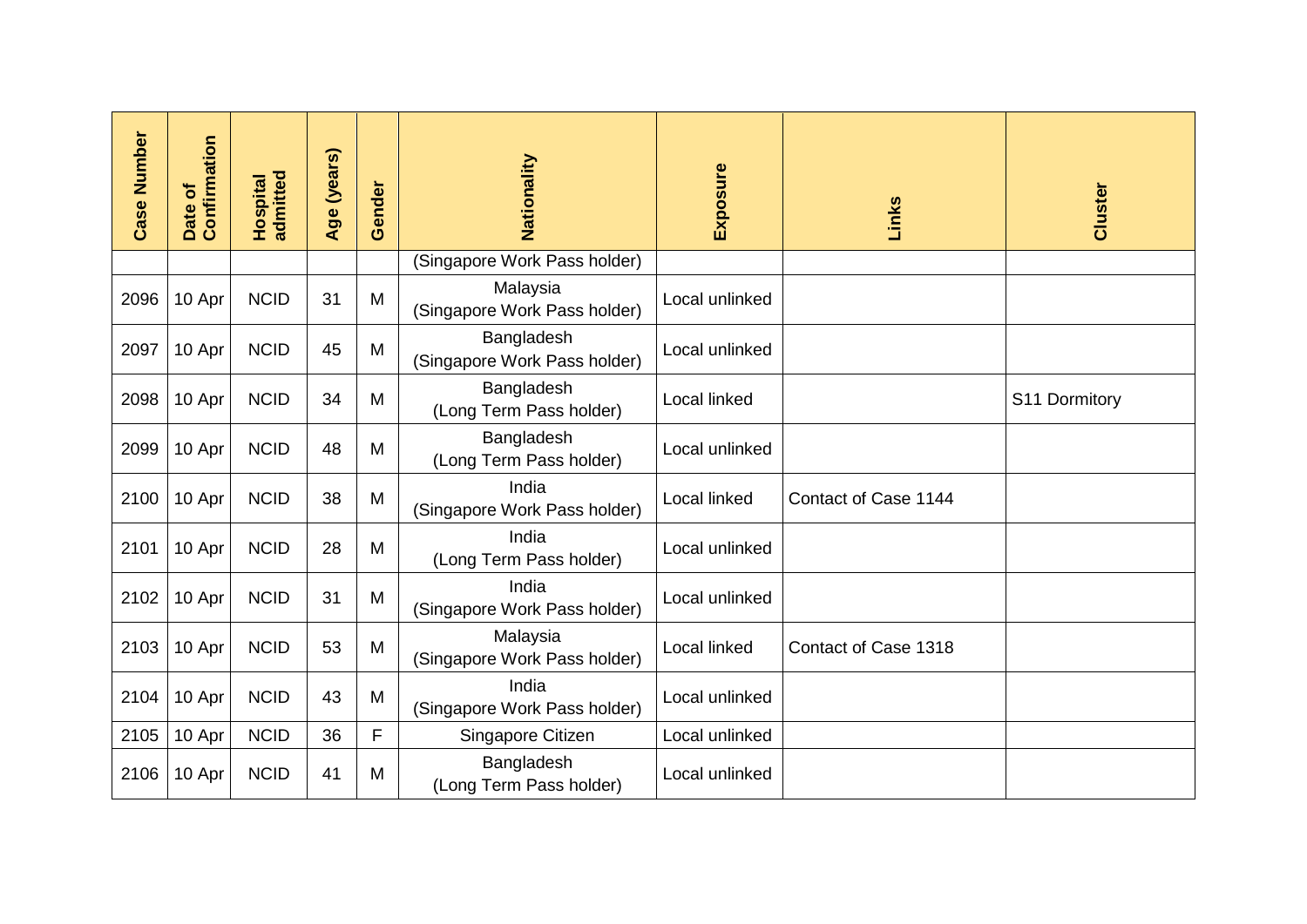| Case Number | Date of Confirmation | Hospital admitted | Age (years) | Gender | Nationality | Exposure | Links | Cluster |
|---|---|---|---|---|---|---|---|---|
| | | | | | (Singapore Work Pass holder) | | | |
| 2096 | 10 Apr | NCID | 31 | M | Malaysia (Singapore Work Pass holder) | Local unlinked | | |
| 2097 | 10 Apr | NCID | 45 | M | Bangladesh (Singapore Work Pass holder) | Local unlinked | | |
| 2098 | 10 Apr | NCID | 34 | M | Bangladesh (Long Term Pass holder) | Local linked | | S11 Dormitory |
| 2099 | 10 Apr | NCID | 48 | M | Bangladesh (Long Term Pass holder) | Local unlinked | | |
| 2100 | 10 Apr | NCID | 38 | M | India (Singapore Work Pass holder) | Local linked | Contact of Case 1144 | |
| 2101 | 10 Apr | NCID | 28 | M | India (Long Term Pass holder) | Local unlinked | | |
| 2102 | 10 Apr | NCID | 31 | M | India (Singapore Work Pass holder) | Local unlinked | | |
| 2103 | 10 Apr | NCID | 53 | M | Malaysia (Singapore Work Pass holder) | Local linked | Contact of Case 1318 | |
| 2104 | 10 Apr | NCID | 43 | M | India (Singapore Work Pass holder) | Local unlinked | | |
| 2105 | 10 Apr | NCID | 36 | F | Singapore Citizen | Local unlinked | | |
| 2106 | 10 Apr | NCID | 41 | M | Bangladesh (Long Term Pass holder) | Local unlinked | | |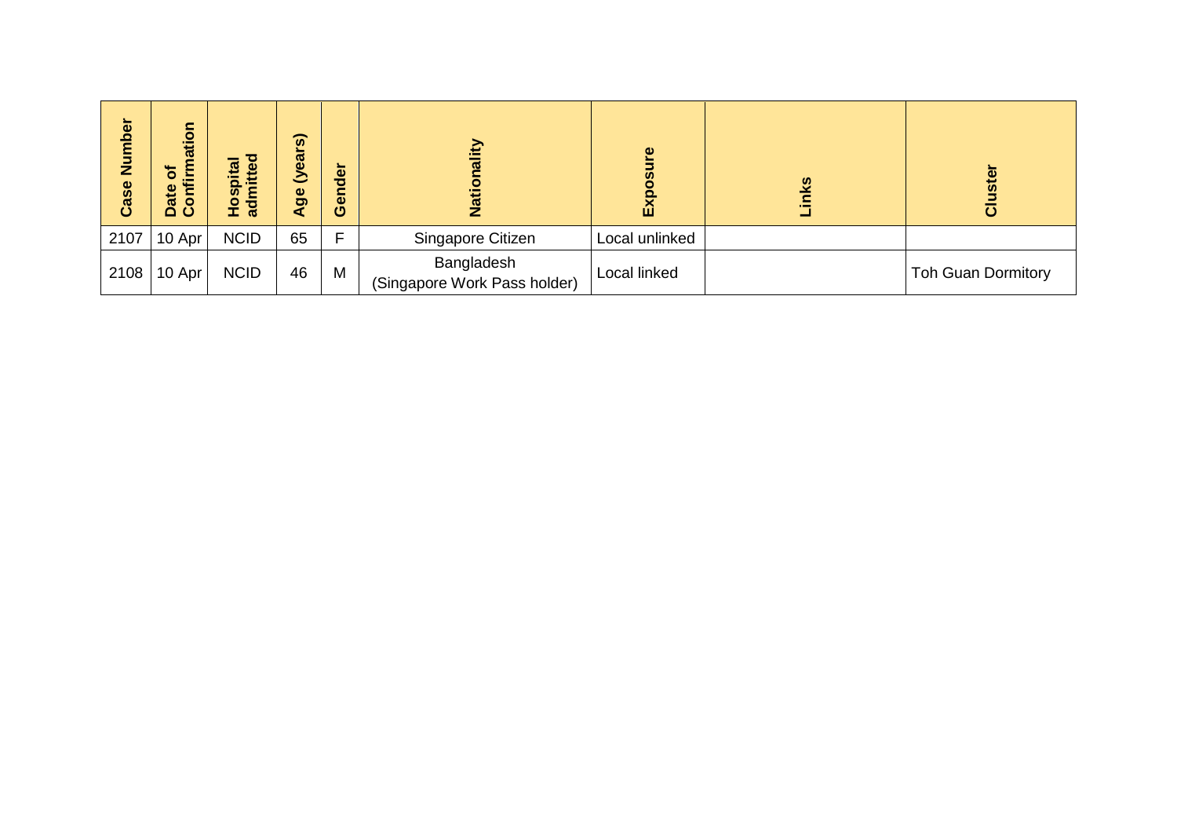| Case Number | Date of Confirmation | Hospital admitted | Age (years) | Gender | Nationality | Exposure | Links | Cluster |
|---|---|---|---|---|---|---|---|---|
| 2107 | 10 Apr | NCID | 65 | F | Singapore Citizen | Local unlinked | | |
| 2108 | 10 Apr | NCID | 46 | M | Bangladesh (Singapore Work Pass holder) | Local linked | | Toh Guan Dormitory |